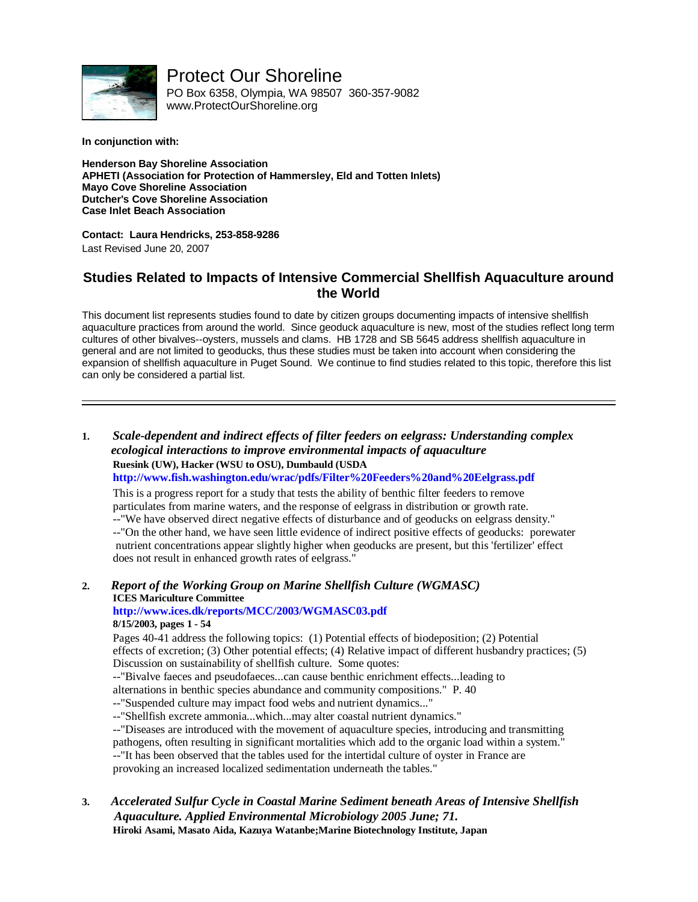# Protect Our Shoreline

PO Box 6358, Olympia, WA 98507 360-357-9082
www.ProtectOurShoreline.org

**In conjunction with:**

**Henderson Bay Shoreline Association**
**APHETI (Association for Protection of Hammersley, Eld and Totten Inlets)**
**Mayo Cove Shoreline Association**
**Dutcher's Cove Shoreline Association**
**Case Inlet Beach Association**

**Contact: Laura Hendricks, 253-858-9286**
Last Revised June 20, 2007

## Studies Related to Impacts of Intensive Commercial Shellfish Aquaculture around the World

This document list represents studies found to date by citizen groups documenting impacts of intensive shellfish aquaculture practices from around the world. Since geoduck aquaculture is new, most of the studies reflect long term cultures of other bivalves--oysters, mussels and clams. HB 1728 and SB 5645 address shellfish aquaculture in general and are not limited to geoducks, thus these studies must be taken into account when considering the expansion of shellfish aquaculture in Puget Sound. We continue to find studies related to this topic, therefore this list can only be considered a partial list.

---

**1.** ***Scale-dependent and indirect effects of filter feeders on eelgrass: Understanding complex ecological interactions to improve environmental impacts of aquaculture***
**Ruesink (UW), Hacker (WSU to OSU), Dumbauld (USDA**
**http://www.fish.washington.edu/wrac/pdfs/Filter%20Feeders%20and%20Eelgrass.pdf**

This is a progress report for a study that tests the ability of benthic filter feeders to remove particulates from marine waters, and the response of eelgrass in distribution or growth rate.
--"We have observed direct negative effects of disturbance and of geoducks on eelgrass density."
--"On the other hand, we have seen little evidence of indirect positive effects of geoducks: porewater nutrient concentrations appear slightly higher when geoducks are present, but this 'fertilizer' effect does not result in enhanced growth rates of eelgrass."

**2.** ***Report of the Working Group on Marine Shellfish Culture (WGMASC)***
**ICES Mariculture Committee**
**http://www.ices.dk/reports/MCC/2003/WGMASC03.pdf**
**8/15/2003, pages 1 - 54**

Pages 40-41 address the following topics: (1) Potential effects of biodeposition; (2) Potential effects of excretion; (3) Other potential effects; (4) Relative impact of different husbandry practices; (5) Discussion on sustainability of shellfish culture. Some quotes:
--"Bivalve faeces and pseudofaeces...can cause benthic enrichment effects...leading to alternations in benthic species abundance and community compositions." P. 40
--"Suspended culture may impact food webs and nutrient dynamics..."
--"Shellfish excrete ammonia...which...may alter coastal nutrient dynamics."
--"Diseases are introduced with the movement of aquaculture species, introducing and transmitting pathogens, often resulting in significant mortalities which add to the organic load within a system."
--"It has been observed that the tables used for the intertidal culture of oyster in France are provoking an increased localized sedimentation underneath the tables."

**3.** ***Accelerated Sulfur Cycle in Coastal Marine Sediment beneath Areas of Intensive Shellfish Aquaculture. Applied Environmental Microbiology 2005 June; 71.***
**Hiroki Asami, Masato Aida, Kazuya Watanbe;Marine Biotechnology Institute, Japan**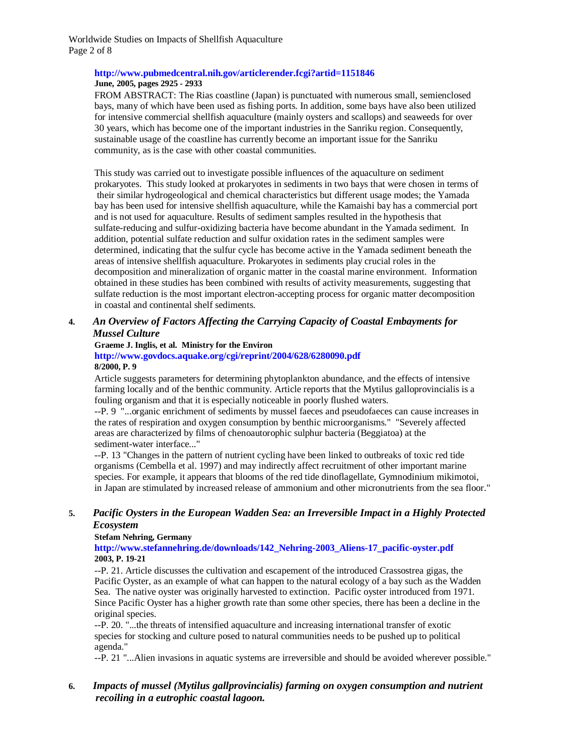**http://www.pubmedcentral.nih.gov/articlerender.fcgi?artid=1151846**
**June, 2005, pages 2925 - 2933**

FROM ABSTRACT: The Rias coastline (Japan) is punctuated with numerous small, semienclosed bays, many of which have been used as fishing ports. In addition, some bays have also been utilized for intensive commercial shellfish aquaculture (mainly oysters and scallops) and seaweeds for over 30 years, which has become one of the important industries in the Sanriku region. Consequently, sustainable usage of the coastline has currently become an important issue for the Sanriku community, as is the case with other coastal communities.

This study was carried out to investigate possible influences of the aquaculture on sediment prokaryotes. This study looked at prokaryotes in sediments in two bays that were chosen in terms of their similar hydrogeological and chemical characteristics but different usage modes; the Yamada bay has been used for intensive shellfish aquaculture, while the Kamaishi bay has a commercial port and is not used for aquaculture. Results of sediment samples resulted in the hypothesis that sulfate-reducing and sulfur-oxidizing bacteria have become abundant in the Yamada sediment. In addition, potential sulfate reduction and sulfur oxidation rates in the sediment samples were determined, indicating that the sulfur cycle has become active in the Yamada sediment beneath the areas of intensive shellfish aquaculture. Prokaryotes in sediments play crucial roles in the decomposition and mineralization of organic matter in the coastal marine environment. Information obtained in these studies has been combined with results of activity measurements, suggesting that sulfate reduction is the most important electron-accepting process for organic matter decomposition in coastal and continental shelf sediments.

**4.** ***An Overview of Factors Affecting the Carrying Capacity of Coastal Embayments for Mussel Culture***

**Graeme J. Inglis, et al. Ministry for the Environ**
**http://www.govdocs.aquake.org/cgi/reprint/2004/628/6280090.pdf**
**8/2000, P. 9**

Article suggests parameters for determining phytoplankton abundance, and the effects of intensive farming locally and of the benthic community. Article reports that the Mytilus galloprovincialis is a fouling organism and that it is especially noticeable in poorly flushed waters.
--P. 9 "...organic enrichment of sediments by mussel faeces and pseudofaeces can cause increases in the rates of respiration and oxygen consumption by benthic microorganisms." "Severely affected areas are characterized by films of chenoautorophic sulphur bacteria (Beggiatoa) at the sediment-water interface..."
--P. 13 "Changes in the pattern of nutrient cycling have been linked to outbreaks of toxic red tide organisms (Cembella et al. 1997) and may indirectly affect recruitment of other important marine species. For example, it appears that blooms of the red tide dinoflagellate, Gymnodinium mikimotoi, in Japan are stimulated by increased release of ammonium and other micronutrients from the sea floor."

**5.** ***Pacific Oysters in the European Wadden Sea: an Irreversible Impact in a Highly Protected Ecosystem***

**Stefam Nehring, Germany**
**http://www.stefannehring.de/downloads/142_Nehring-2003_Aliens-17_pacific-oyster.pdf**
**2003, P. 19-21**

--P. 21. Article discusses the cultivation and escapement of the introduced Crassostrea gigas, the Pacific Oyster, as an example of what can happen to the natural ecology of a bay such as the Wadden Sea. The native oyster was originally harvested to extinction. Pacific oyster introduced from 1971. Since Pacific Oyster has a higher growth rate than some other species, there has been a decline in the original species.
--P. 20. "...the threats of intensified aquaculture and increasing international transfer of exotic species for stocking and culture posed to natural communities needs to be pushed up to political agenda."
--P. 21 "...Alien invasions in aquatic systems are irreversible and should be avoided wherever possible."

**6.** ***Impacts of mussel (Mytilus gallprovincialis) farming on oxygen consumption and nutrient recoiling in a eutrophic coastal lagoon.***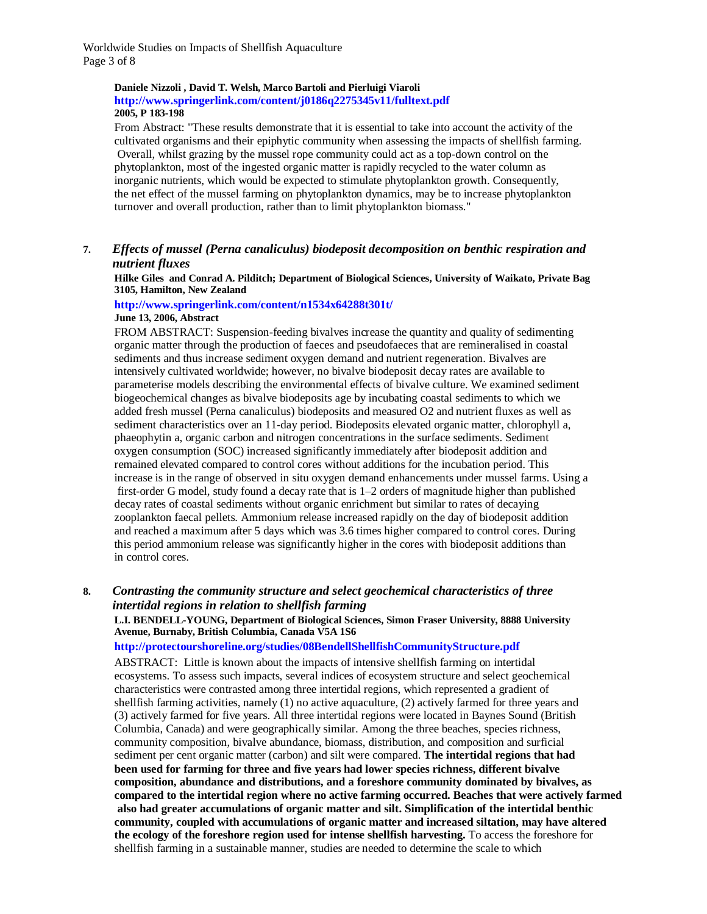**Daniele Nizzoli , David T. Welsh, Marco Bartoli and Pierluigi Viaroli**
**http://www.springerlink.com/content/j0186q2275345v11/fulltext.pdf**
**2005, P 183-198**

From Abstract: "These results demonstrate that it is essential to take into account the activity of the cultivated organisms and their epiphytic community when assessing the impacts of shellfish farming. Overall, whilst grazing by the mussel rope community could act as a top-down control on the phytoplankton, most of the ingested organic matter is rapidly recycled to the water column as inorganic nutrients, which would be expected to stimulate phytoplankton growth. Consequently, the net effect of the mussel farming on phytoplankton dynamics, may be to increase phytoplankton turnover and overall production, rather than to limit phytoplankton biomass."

**7.** ***Effects of mussel (Perna canaliculus) biodeposit decomposition on benthic respiration and nutrient fluxes***

**Hilke Giles and Conrad A. Pilditch; Department of Biological Sciences, University of Waikato, Private Bag 3105, Hamilton, New Zealand**

**http://www.springerlink.com/content/n1534x64288t301t/**

**June 13, 2006, Abstract**

FROM ABSTRACT: Suspension-feeding bivalves increase the quantity and quality of sedimenting organic matter through the production of faeces and pseudofaeces that are remineralised in coastal sediments and thus increase sediment oxygen demand and nutrient regeneration. Bivalves are intensively cultivated worldwide; however, no bivalve biodeposit decay rates are available to parameterise models describing the environmental effects of bivalve culture. We examined sediment biogeochemical changes as bivalve biodeposits age by incubating coastal sediments to which we added fresh mussel (Perna canaliculus) biodeposits and measured $O_2$ and nutrient fluxes as well as sediment characteristics over an 11-day period. Biodeposits elevated organic matter, chlorophyll a, phaeophytin a, organic carbon and nitrogen concentrations in the surface sediments. Sediment oxygen consumption (SOC) increased significantly immediately after biodeposit addition and remained elevated compared to control cores without additions for the incubation period. This increase is in the range of observed in situ oxygen demand enhancements under mussel farms. Using a first-order G model, study found a decay rate that is 1–2 orders of magnitude higher than published decay rates of coastal sediments without organic enrichment but similar to rates of decaying zooplankton faecal pellets. Ammonium release increased rapidly on the day of biodeposit addition and reached a maximum after 5 days which was 3.6 times higher compared to control cores. During this period ammonium release was significantly higher in the cores with biodeposit additions than in control cores.

**8.** ***Contrasting the community structure and select geochemical characteristics of three intertidal regions in relation to shellfish farming***

**L.I. BENDELL-YOUNG, Department of Biological Sciences, Simon Fraser University, 8888 University Avenue, Burnaby, British Columbia, Canada V5A 1S6**

**http://protectourshoreline.org/studies/08BendellShellfishCommunityStructure.pdf**

ABSTRACT: Little is known about the impacts of intensive shellfish farming on intertidal ecosystems. To assess such impacts, several indices of ecosystem structure and select geochemical characteristics were contrasted among three intertidal regions, which represented a gradient of shellfish farming activities, namely (1) no active aquaculture, (2) actively farmed for three years and (3) actively farmed for five years. All three intertidal regions were located in Baynes Sound (British Columbia, Canada) and were geographically similar. Among the three beaches, species richness, community composition, bivalve abundance, biomass, distribution, and composition and surficial sediment per cent organic matter (carbon) and silt were compared. **The intertidal regions that had been used for farming for three and five years had lower species richness, different bivalve composition, abundance and distributions, and a foreshore community dominated by bivalves, as compared to the intertidal region where no active farming occurred. Beaches that were actively farmed also had greater accumulations of organic matter and silt. Simplification of the intertidal benthic community, coupled with accumulations of organic matter and increased siltation, may have altered the ecology of the foreshore region used for intense shellfish harvesting.** To access the foreshore for shellfish farming in a sustainable manner, studies are needed to determine the scale to which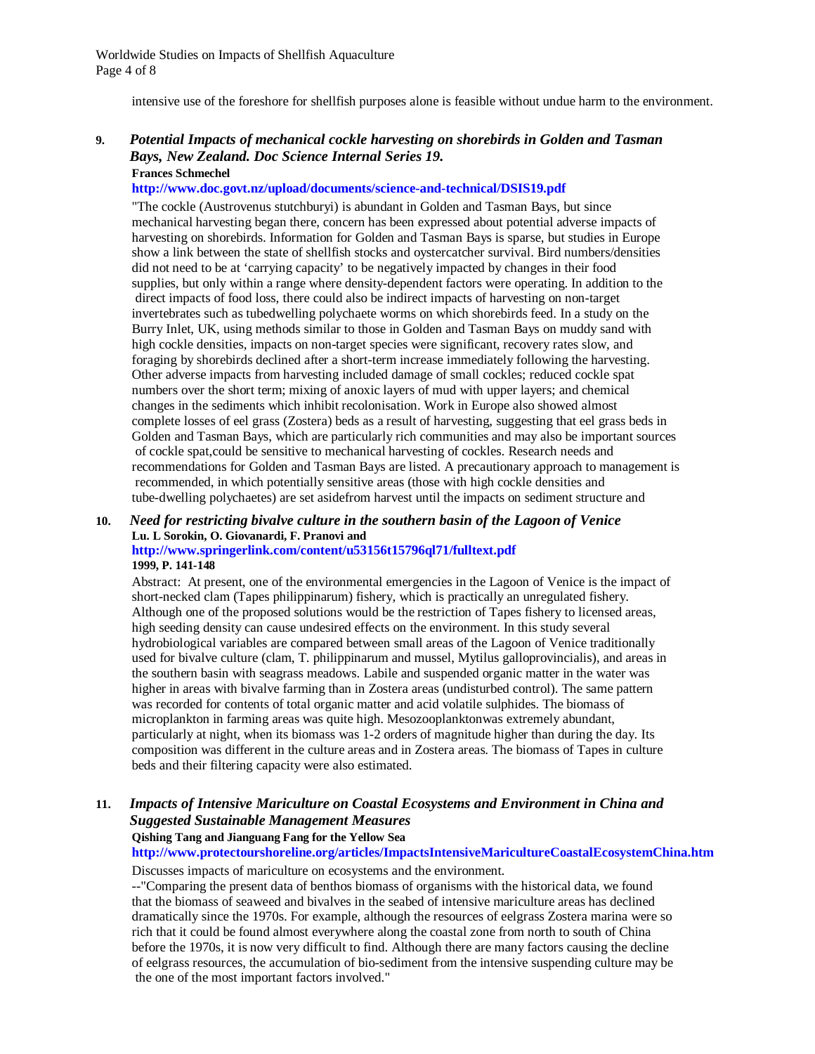intensive use of the foreshore for shellfish purposes alone is feasible without undue harm to the environment.

**9. *Potential Impacts of mechanical cockle harvesting on shorebirds in Golden and Tasman Bays, New Zealand. Doc Science Internal Series 19.***

**Frances Schmechel**

**http://www.doc.govt.nz/upload/documents/science-and-technical/DSIS19.pdf**

"The cockle (Austrovenus stutchburyi) is abundant in Golden and Tasman Bays, but since mechanical harvesting began there, concern has been expressed about potential adverse impacts of harvesting on shorebirds. Information for Golden and Tasman Bays is sparse, but studies in Europe show a link between the state of shellfish stocks and oystercatcher survival. Bird numbers/densities did not need to be at 'carrying capacity' to be negatively impacted by changes in their food supplies, but only within a range where density-dependent factors were operating. In addition to the direct impacts of food loss, there could also be indirect impacts of harvesting on non-target invertebrates such as tubedwelling polychaete worms on which shorebirds feed. In a study on the Burry Inlet, UK, using methods similar to those in Golden and Tasman Bays on muddy sand with high cockle densities, impacts on non-target species were significant, recovery rates slow, and foraging by shorebirds declined after a short-term increase immediately following the harvesting. Other adverse impacts from harvesting included damage of small cockles; reduced cockle spat numbers over the short term; mixing of anoxic layers of mud with upper layers; and chemical changes in the sediments which inhibit recolonisation. Work in Europe also showed almost complete losses of eel grass (Zostera) beds as a result of harvesting, suggesting that eel grass beds in Golden and Tasman Bays, which are particularly rich communities and may also be important sources of cockle spat,could be sensitive to mechanical harvesting of cockles. Research needs and recommendations for Golden and Tasman Bays are listed. A precautionary approach to management is recommended, in which potentially sensitive areas (those with high cockle densities and tube-dwelling polychaetes) are set asidefrom harvest until the impacts on sediment structure and

**10. *Need for restricting bivalve culture in the southern basin of the Lagoon of Venice***

**Lu. L Sorokin, O. Giovanardi, F. Pranovi and**

**http://www.springerlink.com/content/u53156t15796ql71/fulltext.pdf**

**1999, P. 141-148**

Abstract: At present, one of the environmental emergencies in the Lagoon of Venice is the impact of short-necked clam (Tapes philippinarum) fishery, which is practically an unregulated fishery. Although one of the proposed solutions would be the restriction of Tapes fishery to licensed areas, high seeding density can cause undesired effects on the environment. In this study several hydrobiological variables are compared between small areas of the Lagoon of Venice traditionally used for bivalve culture (clam, T. philippinarum and mussel, Mytilus galloprovincialis), and areas in the southern basin with seagrass meadows. Labile and suspended organic matter in the water was higher in areas with bivalve farming than in Zostera areas (undisturbed control). The same pattern was recorded for contents of total organic matter and acid volatile sulphides. The biomass of microplankton in farming areas was quite high. Mesozooplanktonwas extremely abundant, particularly at night, when its biomass was 1-2 orders of magnitude higher than during the day. Its composition was different in the culture areas and in Zostera areas. The biomass of Tapes in culture beds and their filtering capacity were also estimated.

**11. *Impacts of Intensive Mariculture on Coastal Ecosystems and Environment in China and Suggested Sustainable Management Measures***

**Qishing Tang and Jianguang Fang for the Yellow Sea**

**http://www.protectourshoreline.org/articles/ImpactsIntensiveMaricultureCoastalEcosystemChina.htm**

Discusses impacts of mariculture on ecosystems and the environment.

--"Comparing the present data of benthos biomass of organisms with the historical data, we found that the biomass of seaweed and bivalves in the seabed of intensive mariculture areas has declined dramatically since the 1970s. For example, although the resources of eelgrass Zostera marina were so rich that it could be found almost everywhere along the coastal zone from north to south of China before the 1970s, it is now very difficult to find. Although there are many factors causing the decline of eelgrass resources, the accumulation of bio-sediment from the intensive suspending culture may be the one of the most important factors involved."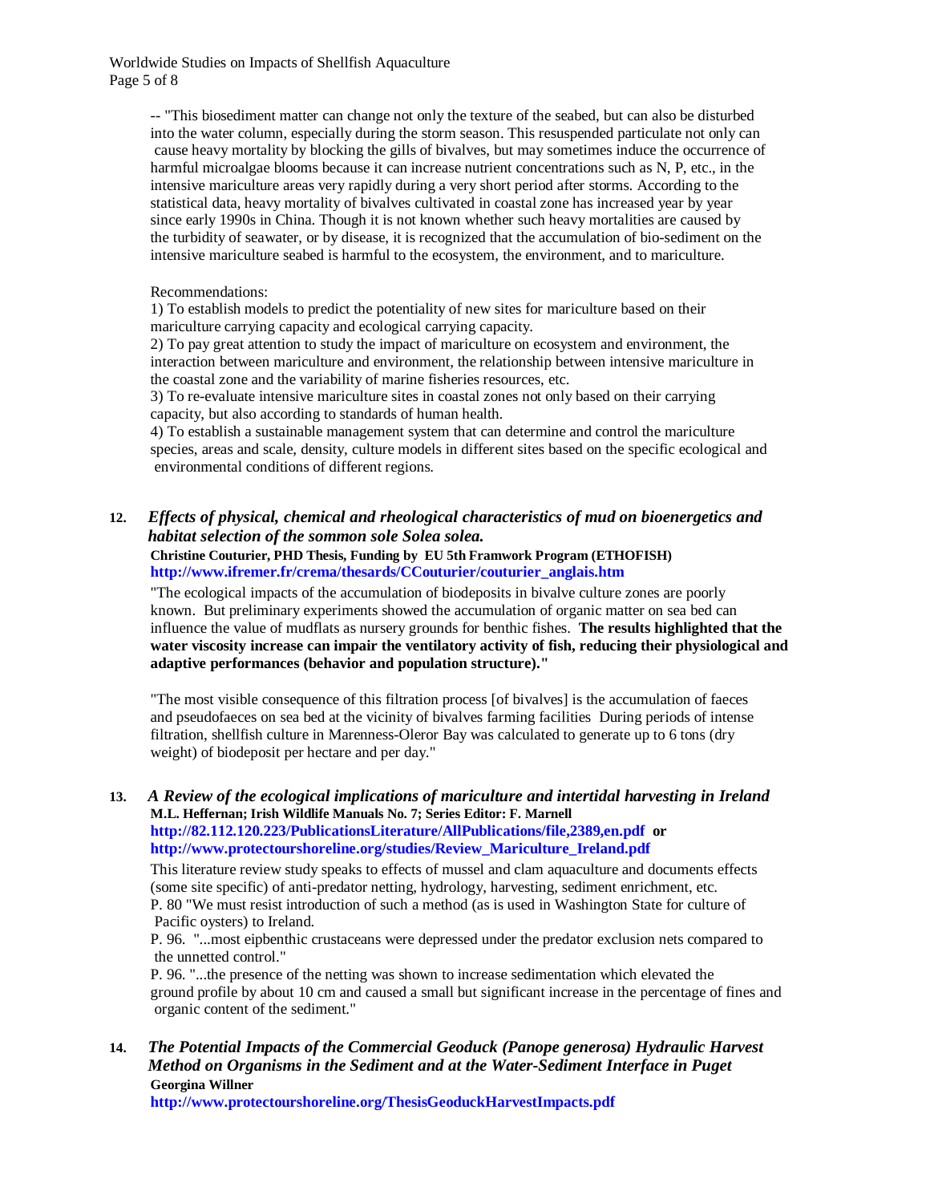-- "This biosediment matter can change not only the texture of the seabed, but can also be disturbed into the water column, especially during the storm season. This resuspended particulate not only can cause heavy mortality by blocking the gills of bivalves, but may sometimes induce the occurrence of harmful microalgae blooms because it can increase nutrient concentrations such as N, P, etc., in the intensive mariculture areas very rapidly during a very short period after storms. According to the statistical data, heavy mortality of bivalves cultivated in coastal zone has increased year by year since early 1990s in China. Though it is not known whether such heavy mortalities are caused by the turbidity of seawater, or by disease, it is recognized that the accumulation of bio-sediment on the intensive mariculture seabed is harmful to the ecosystem, the environment, and to mariculture.

Recommendations:

1) To establish models to predict the potentiality of new sites for mariculture based on their mariculture carrying capacity and ecological carrying capacity.
2) To pay great attention to study the impact of mariculture on ecosystem and environment, the interaction between mariculture and environment, the relationship between intensive mariculture in the coastal zone and the variability of marine fisheries resources, etc.
3) To re-evaluate intensive mariculture sites in coastal zones not only based on their carrying capacity, but also according to standards of human health.
4) To establish a sustainable management system that can determine and control the mariculture species, areas and scale, density, culture models in different sites based on the specific ecological and environmental conditions of different regions.

**12.** ***Effects of physical, chemical and rheological characteristics of mud on bioenergetics and habitat selection of the sommon sole Solea solea.***

**Christine Couturier, PHD Thesis, Funding by EU 5th Framwork Program (ETHOFISH)**
**http://www.ifremer.fr/crema/thesards/CCouturier/couturier_anglais.htm**

"The ecological impacts of the accumulation of biodeposits in bivalve culture zones are poorly known. But preliminary experiments showed the accumulation of organic matter on sea bed can influence the value of mudflats as nursery grounds for benthic fishes. **The results highlighted that the water viscosity increase can impair the ventilatory activity of fish, reducing their physiological and adaptive performances (behavior and population structure)."**

"The most visible consequence of this filtration process [of bivalves] is the accumulation of faeces and pseudofaeces on sea bed at the vicinity of bivalves farming facilities During periods of intense filtration, shellfish culture in Marenness-Oleror Bay was calculated to generate up to 6 tons (dry weight) of biodeposit per hectare and per day."

**13.** ***A Review of the ecological implications of mariculture and intertidal harvesting in Ireland***

**M.L. Heffernan; Irish Wildlife Manuals No. 7; Series Editor: F. Marnell**
**http://82.112.120.223/PublicationsLiterature/AllPublications/file,2389,en.pdf or**
**http://www.protectourshoreline.org/studies/Review_Mariculture_Ireland.pdf**

This literature review study speaks to effects of mussel and clam aquaculture and documents effects (some site specific) of anti-predator netting, hydrology, harvesting, sediment enrichment, etc.
P. 80 "We must resist introduction of such a method (as is used in Washington State for culture of Pacific oysters) to Ireland.
P. 96. "...most eipbenthic crustaceans were depressed under the predator exclusion nets compared to the unnetted control."
P. 96. "...the presence of the netting was shown to increase sedimentation which elevated the ground profile by about 10 cm and caused a small but significant increase in the percentage of fines and organic content of the sediment."

**14.** ***The Potential Impacts of the Commercial Geoduck (Panope generosa) Hydraulic Harvest Method on Organisms in the Sediment and at the Water-Sediment Interface in Puget***

**Georgina Willner**
**http://www.protectourshoreline.org/ThesisGeoduckHarvestImpacts.pdf**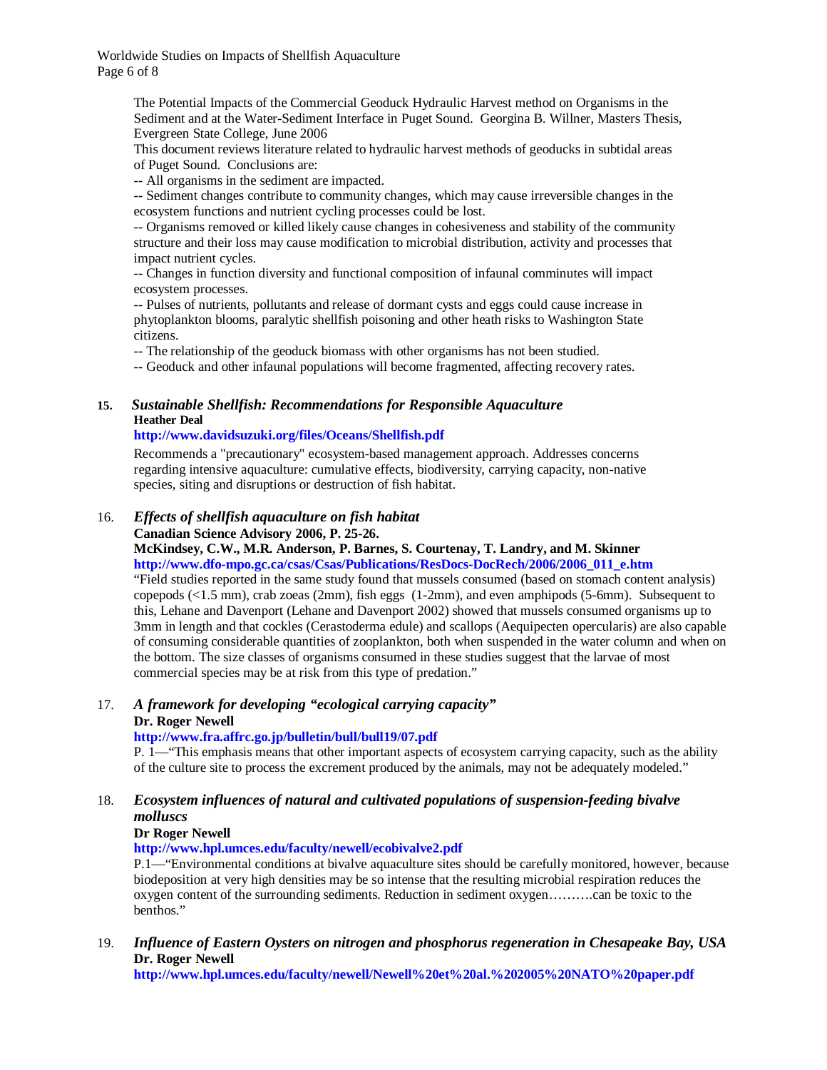The Potential Impacts of the Commercial Geoduck Hydraulic Harvest method on Organisms in the Sediment and at the Water-Sediment Interface in Puget Sound. Georgina B. Willner, Masters Thesis, Evergreen State College, June 2006

This document reviews literature related to hydraulic harvest methods of geoducks in subtidal areas of Puget Sound. Conclusions are:

-- All organisms in the sediment are impacted.

-- Sediment changes contribute to community changes, which may cause irreversible changes in the ecosystem functions and nutrient cycling processes could be lost.

-- Organisms removed or killed likely cause changes in cohesiveness and stability of the community structure and their loss may cause modification to microbial distribution, activity and processes that impact nutrient cycles.

-- Changes in function diversity and functional composition of infaunal comminutes will impact ecosystem processes.

-- Pulses of nutrients, pollutants and release of dormant cysts and eggs could cause increase in phytoplankton blooms, paralytic shellfish poisoning and other heath risks to Washington State citizens.

-- The relationship of the geoduck biomass with other organisms has not been studied.

-- Geoduck and other infaunal populations will become fragmented, affecting recovery rates.

15. ***Sustainable Shellfish: Recommendations for Responsible Aquaculture***
**Heather Deal**
**http://www.davidsuzuki.org/files/Oceans/Shellfish.pdf**

Recommends a "precautionary" ecosystem-based management approach. Addresses concerns regarding intensive aquaculture: cumulative effects, biodiversity, carrying capacity, non-native species, siting and disruptions or destruction of fish habitat.

16. ***Effects of shellfish aquaculture on fish habitat***
**Canadian Science Advisory 2006, P. 25-26.**
**McKindsey, C.W., M.R. Anderson, P. Barnes, S. Courtenay, T. Landry, and M. Skinner**
**http://www.dfo-mpo.gc.ca/csas/Csas/Publications/ResDocs-DocRech/2006/2006_011_e.htm**

"Field studies reported in the same study found that mussels consumed (based on stomach content analysis) copepods (<1.5 mm), crab zoeas (2mm), fish eggs (1-2mm), and even amphipods (5-6mm). Subsequent to this, Lehane and Davenport (Lehane and Davenport 2002) showed that mussels consumed organisms up to 3mm in length and that cockles (Cerastoderma edule) and scallops (Aequipecten opercularis) are also capable of consuming considerable quantities of zooplankton, both when suspended in the water column and when on the bottom. The size classes of organisms consumed in these studies suggest that the larvae of most commercial species may be at risk from this type of predation."

17. ***A framework for developing "ecological carrying capacity"***
**Dr. Roger Newell**
**http://www.fra.affrc.go.jp/bulletin/bull/bull19/07.pdf**

P. 1—"This emphasis means that other important aspects of ecosystem carrying capacity, such as the ability of the culture site to process the excrement produced by the animals, may not be adequately modeled."

18. ***Ecosystem influences of natural and cultivated populations of suspension-feeding bivalve molluscs***
**Dr Roger Newell**
**http://www.hpl.umces.edu/faculty/newell/ecobivalve2.pdf**

P.1—"Environmental conditions at bivalve aquaculture sites should be carefully monitored, however, because biodeposition at very high densities may be so intense that the resulting microbial respiration reduces the oxygen content of the surrounding sediments. Reduction in sediment oxygen……….can be toxic to the benthos."

19. ***Influence of Eastern Oysters on nitrogen and phosphorus regeneration in Chesapeake Bay, USA***
**Dr. Roger Newell**
**http://www.hpl.umces.edu/faculty/newell/Newell%20et%20al.%202005%20NATO%20paper.pdf**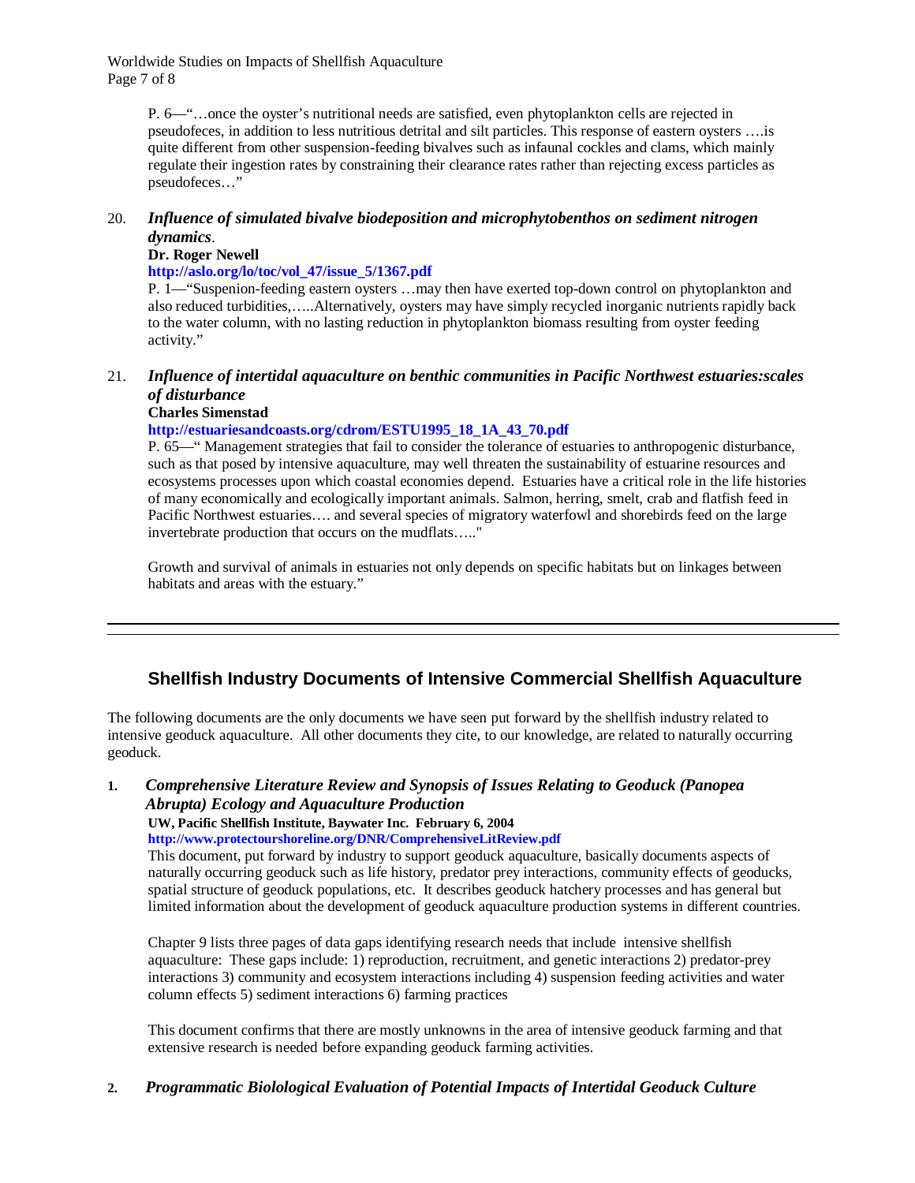P. 6—"…once the oyster's nutritional needs are satisfied, even phytoplankton cells are rejected in pseudofeces, in addition to less nutritious detrital and silt particles. This response of eastern oysters ….is quite different from other suspension-feeding bivalves such as infaunal cockles and clams, which mainly regulate their ingestion rates by constraining their clearance rates rather than rejecting excess particles as pseudofeces…"

20. ***Influence of simulated bivalve biodeposition and microphytobenthos on sediment nitrogen dynamics***.
   **Dr. Roger Newell**
   **http://aslo.org/lo/toc/vol_47/issue_5/1367.pdf**
   P. 1—"Suspenion-feeding eastern oysters …may then have exerted top-down control on phytoplankton and also reduced turbidities,…..Alternatively, oysters may have simply recycled inorganic nutrients rapidly back to the water column, with no lasting reduction in phytoplankton biomass resulting from oyster feeding activity."

21. ***Influence of intertidal aquaculture on benthic communities in Pacific Northwest estuaries:scales of disturbance***
   **Charles Simenstad**
   **http://estuariesandcoasts.org/cdrom/ESTU1995_18_1A_43_70.pdf**
   P. 65—" Management strategies that fail to consider the tolerance of estuaries to anthropogenic disturbance, such as that posed by intensive aquaculture, may well threaten the sustainability of estuarine resources and ecosystems processes upon which coastal economies depend. Estuaries have a critical role in the life histories of many economically and ecologically important animals. Salmon, herring, smelt, crab and flatfish feed in Pacific Northwest estuaries…. and several species of migratory waterfowl and shorebirds feed on the large invertebrate production that occurs on the mudflats….."

   Growth and survival of animals in estuaries not only depends on specific habitats but on linkages between habitats and areas with the estuary."

---

## Shellfish Industry Documents of Intensive Commercial Shellfish Aquaculture

The following documents are the only documents we have seen put forward by the shellfish industry related to intensive geoduck aquaculture. All other documents they cite, to our knowledge, are related to naturally occurring geoduck.

1. ***Comprehensive Literature Review and Synopsis of Issues Relating to Geoduck (Panopea Abrupta) Ecology and Aquaculture Production***
   **UW, Pacific Shellfish Institute, Baywater Inc. February 6, 2004**
   **http://www.protectourshoreline.org/DNR/ComprehensiveLitReview.pdf**
   This document, put forward by industry to support geoduck aquaculture, basically documents aspects of naturally occurring geoduck such as life history, predator prey interactions, community effects of geoducks, spatial structure of geoduck populations, etc. It describes geoduck hatchery processes and has general but limited information about the development of geoduck aquaculture production systems in different countries.

   Chapter 9 lists three pages of data gaps identifying research needs that include intensive shellfish aquaculture: These gaps include: 1) reproduction, recruitment, and genetic interactions 2) predator-prey interactions 3) community and ecosystem interactions including 4) suspension feeding activities and water column effects 5) sediment interactions 6) farming practices

   This document confirms that there are mostly unknowns in the area of intensive geoduck farming and that extensive research is needed before expanding geoduck farming activities.

2. ***Programmatic Biolological Evaluation of Potential Impacts of Intertidal Geoduck Culture***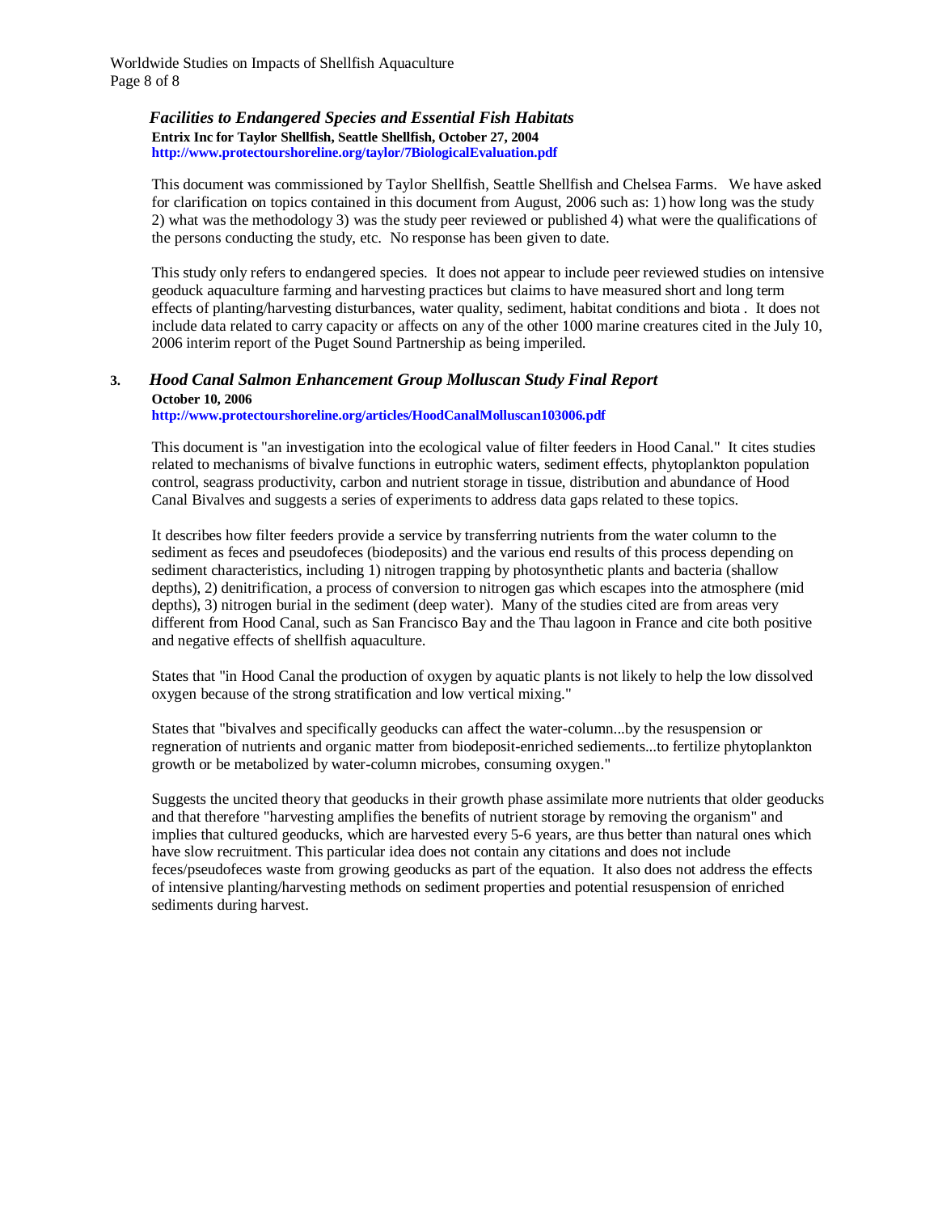### *Facilities to Endangered Species and Essential Fish Habitats*

**Entrix Inc for Taylor Shellfish, Seattle Shellfish, October 27, 2004**
**http://www.protectourshoreline.org/taylor/7BiologicalEvaluation.pdf**

This document was commissioned by Taylor Shellfish, Seattle Shellfish and Chelsea Farms. We have asked for clarification on topics contained in this document from August, 2006 such as: 1) how long was the study 2) what was the methodology 3) was the study peer reviewed or published 4) what were the qualifications of the persons conducting the study, etc. No response has been given to date.

This study only refers to endangered species. It does not appear to include peer reviewed studies on intensive geoduck aquaculture farming and harvesting practices but claims to have measured short and long term effects of planting/harvesting disturbances, water quality, sediment, habitat conditions and biota . It does not include data related to carry capacity or affects on any of the other 1000 marine creatures cited in the July 10, 2006 interim report of the Puget Sound Partnership as being imperiled.

### 3. *Hood Canal Salmon Enhancement Group Molluscan Study Final Report*

**October 10, 2006**
**http://www.protectourshoreline.org/articles/HoodCanalMolluscan103006.pdf**

This document is "an investigation into the ecological value of filter feeders in Hood Canal." It cites studies related to mechanisms of bivalve functions in eutrophic waters, sediment effects, phytoplankton population control, seagrass productivity, carbon and nutrient storage in tissue, distribution and abundance of Hood Canal Bivalves and suggests a series of experiments to address data gaps related to these topics.

It describes how filter feeders provide a service by transferring nutrients from the water column to the sediment as feces and pseudofeces (biodeposits) and the various end results of this process depending on sediment characteristics, including 1) nitrogen trapping by photosynthetic plants and bacteria (shallow depths), 2) denitrification, a process of conversion to nitrogen gas which escapes into the atmosphere (mid depths), 3) nitrogen burial in the sediment (deep water). Many of the studies cited are from areas very different from Hood Canal, such as San Francisco Bay and the Thau lagoon in France and cite both positive and negative effects of shellfish aquaculture.

States that "in Hood Canal the production of oxygen by aquatic plants is not likely to help the low dissolved oxygen because of the strong stratification and low vertical mixing."

States that "bivalves and specifically geoducks can affect the water-column...by the resuspension or regeneration of nutrients and organic matter from biodeposit-enriched sediements...to fertilize phytoplankton growth or be metabolized by water-column microbes, consuming oxygen."

Suggests the uncited theory that geoducks in their growth phase assimilate more nutrients that older geoducks and that therefore "harvesting amplifies the benefits of nutrient storage by removing the organism" and implies that cultured geoducks, which are harvested every 5-6 years, are thus better than natural ones which have slow recruitment. This particular idea does not contain any citations and does not include feces/pseudofeces waste from growing geoducks as part of the equation. It also does not address the effects of intensive planting/harvesting methods on sediment properties and potential resuspension of enriched sediments during harvest.